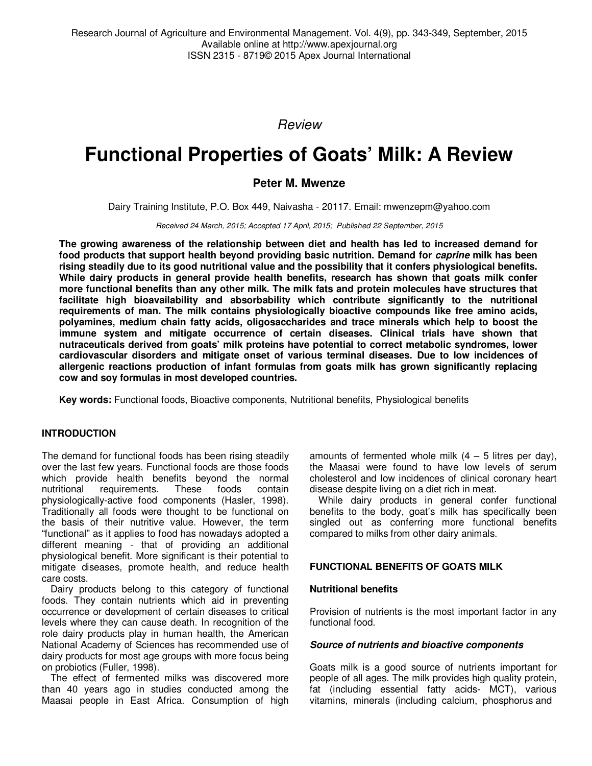*Review*

# Functional Properties of Goats' Milk: A Review

**Peter M. Mwenze**

Dairy Training Institute, P.O. Box 449, Naivasha - 20117. Email: mwenzepm@yahoo.com

*Received 24 March, 2015; Accepted 17 April, 2015; Published 22 September, 2015*

**The growing awareness of the relationship between diet and health has led to increased demand for food products that support health beyond providing basic nutrition. Demand for *caprine* milk has been rising steadily due to its good nutritional value and the possibility that it confers physiological benefits. While dairy products in general provide health benefits, research has shown that goats milk confer more functional benefits than any other milk. The milk fats and protein molecules have structures that facilitate high bioavailability and absorbability which contribute significantly to the nutritional requirements of man. The milk contains physiologically bioactive compounds like free amino acids, polyamines, medium chain fatty acids, oligosaccharides and trace minerals which help to boost the immune system and mitigate occurrence of certain diseases. Clinical trials have shown that nutraceuticals derived from goats' milk proteins have potential to correct metabolic syndromes, lower cardiovascular disorders and mitigate onset of various terminal diseases. Due to low incidences of allergenic reactions production of infant formulas from goats milk has grown significantly replacing cow and soy formulas in most developed countries.**

**Key words:** Functional foods, Bioactive components, Nutritional benefits, Physiological benefits

## INTRODUCTION

The demand for functional foods has been rising steadily over the last few years. Functional foods are those foods which provide health benefits beyond the normal nutritional requirements. These foods contain physiologically-active food components (Hasler, 1998). Traditionally all foods were thought to be functional on the basis of their nutritive value. However, the term "functional" as it applies to food has nowadays adopted a different meaning - that of providing an additional physiological benefit. More significant is their potential to mitigate diseases, promote health, and reduce health care costs.

Dairy products belong to this category of functional foods. They contain nutrients which aid in preventing occurrence or development of certain diseases to critical levels where they can cause death. In recognition of the role dairy products play in human health, the American National Academy of Sciences has recommended use of dairy products for most age groups with more focus being on probiotics (Fuller, 1998).

The effect of fermented milks was discovered more than 40 years ago in studies conducted among the Maasai people in East Africa. Consumption of high amounts of fermented whole milk (4 – 5 litres per day), the Maasai were found to have low levels of serum cholesterol and low incidences of clinical coronary heart disease despite living on a diet rich in meat.

While dairy products in general confer functional benefits to the body, goat's milk has specifically been singled out as conferring more functional benefits compared to milks from other dairy animals.

## FUNCTIONAL BENEFITS OF GOATS MILK

### Nutritional benefits

Provision of nutrients is the most important factor in any functional food.

#### *Source of nutrients and bioactive components*

Goats milk is a good source of nutrients important for people of all ages. The milk provides high quality protein, fat (including essential fatty acids- MCT), various vitamins, minerals (including calcium, phosphorus and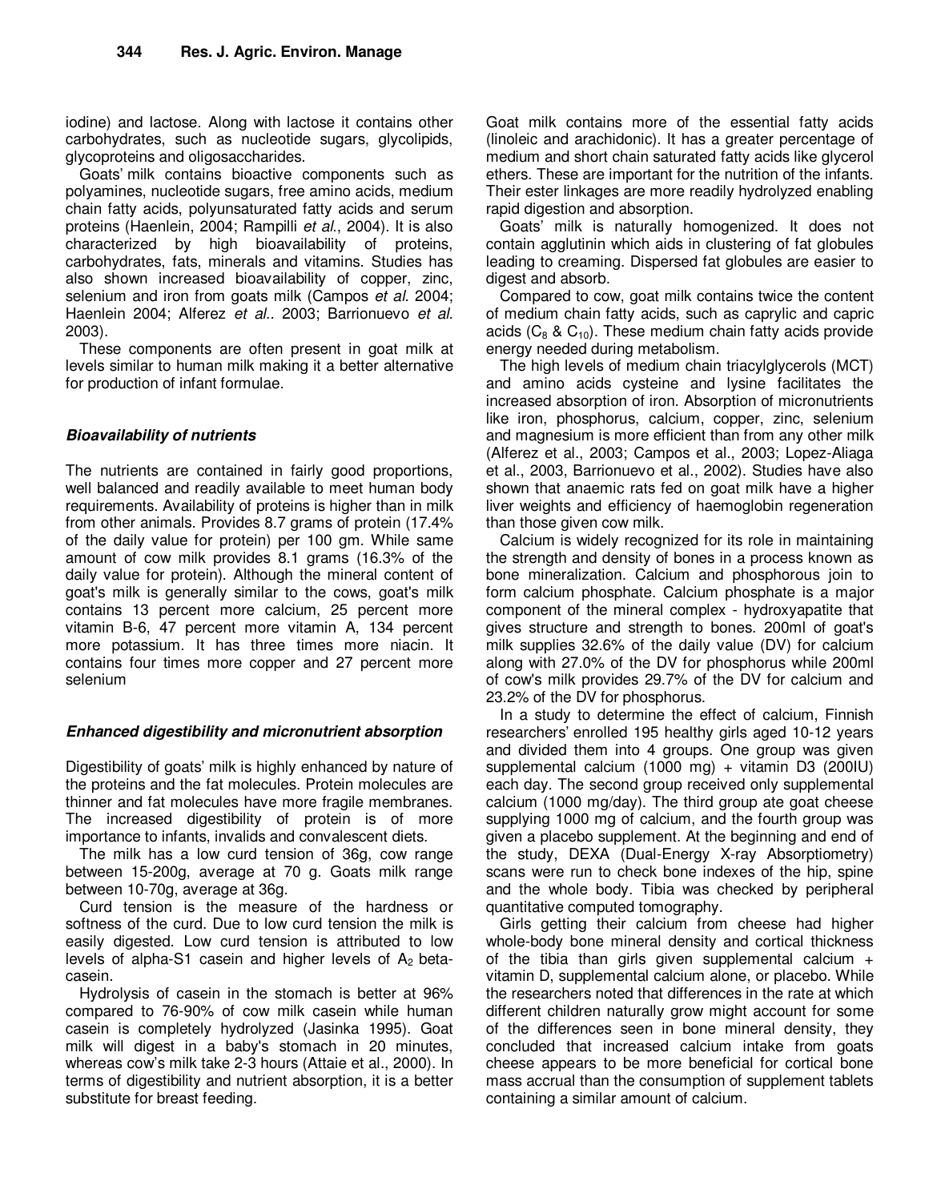iodine) and lactose. Along with lactose it contains other carbohydrates, such as nucleotide sugars, glycolipids, glycoproteins and oligosaccharides.

Goats' milk contains bioactive components such as polyamines, nucleotide sugars, free amino acids, medium chain fatty acids, polyunsaturated fatty acids and serum proteins (Haenlein, 2004; Rampilli *et al*., 2004). It is also characterized by high bioavailability of proteins, carbohydrates, fats, minerals and vitamins. Studies has also shown increased bioavailability of copper, zinc, selenium and iron from goats milk (Campos *et al*. 2004; Haenlein 2004; Alferez *et al*.. 2003; Barrionuevo *et al*. 2003).

These components are often present in goat milk at levels similar to human milk making it a better alternative for production of infant formulae.

### *Bioavailability of nutrients*

The nutrients are contained in fairly good proportions, well balanced and readily available to meet human body requirements. Availability of proteins is higher than in milk from other animals. Provides 8.7 grams of protein (17.4% of the daily value for protein) per 100 gm. While same amount of cow milk provides 8.1 grams (16.3% of the daily value for protein). Although the mineral content of goat's milk is generally similar to the cows, goat's milk contains 13 percent more calcium, 25 percent more vitamin B-6, 47 percent more vitamin A, 134 percent more potassium. It has three times more niacin. It contains four times more copper and 27 percent more selenium

### *Enhanced digestibility and micronutrient absorption*

Digestibility of goats' milk is highly enhanced by nature of the proteins and the fat molecules. Protein molecules are thinner and fat molecules have more fragile membranes. The increased digestibility of protein is of more importance to infants, invalids and convalescent diets.

The milk has a low curd tension of 36g, cow range between 15-200g, average at 70 g. Goats milk range between 10-70g, average at 36g.

Curd tension is the measure of the hardness or softness of the curd. Due to low curd tension the milk is easily digested. Low curd tension is attributed to low levels of alpha-S1 casein and higher levels of $A_2$ beta-casein.

Hydrolysis of casein in the stomach is better at 96% compared to 76-90% of cow milk casein while human casein is completely hydrolyzed (Jasinka 1995). Goat milk will digest in a baby's stomach in 20 minutes, whereas cow's milk take 2-3 hours (Attaie et al., 2000). In terms of digestibility and nutrient absorption, it is a better substitute for breast feeding.

Goat milk contains more of the essential fatty acids (linoleic and arachidonic). It has a greater percentage of medium and short chain saturated fatty acids like glycerol ethers. These are important for the nutrition of the infants. Their ester linkages are more readily hydrolyzed enabling rapid digestion and absorption.

Goats' milk is naturally homogenized. It does not contain agglutinin which aids in clustering of fat globules leading to creaming. Dispersed fat globules are easier to digest and absorb.

Compared to cow, goat milk contains twice the content of medium chain fatty acids, such as caprylic and capric acids ($C_8$ & $C_{10}$). These medium chain fatty acids provide energy needed during metabolism.

The high levels of medium chain triacylglycerols (MCT) and amino acids cysteine and lysine facilitates the increased absorption of iron. Absorption of micronutrients like iron, phosphorus, calcium, copper, zinc, selenium and magnesium is more efficient than from any other milk (Alferez et al., 2003; Campos et al., 2003; Lopez-Aliaga et al., 2003, Barrionuevo et al., 2002). Studies have also shown that anaemic rats fed on goat milk have a higher liver weights and efficiency of haemoglobin regeneration than those given cow milk.

Calcium is widely recognized for its role in maintaining the strength and density of bones in a process known as bone mineralization. Calcium and phosphorous join to form calcium phosphate. Calcium phosphate is a major component of the mineral complex - hydroxyapatite that gives structure and strength to bones. 200ml of goat's milk supplies 32.6% of the daily value (DV) for calcium along with 27.0% of the DV for phosphorus while 200ml of cow's milk provides 29.7% of the DV for calcium and 23.2% of the DV for phosphorus.

In a study to determine the effect of calcium, Finnish researchers' enrolled 195 healthy girls aged 10-12 years and divided them into 4 groups. One group was given supplemental calcium (1000 mg) + vitamin D3 (200IU) each day. The second group received only supplemental calcium (1000 mg/day). The third group ate goat cheese supplying 1000 mg of calcium, and the fourth group was given a placebo supplement. At the beginning and end of the study, DEXA (Dual-Energy X-ray Absorptiometry) scans were run to check bone indexes of the hip, spine and the whole body. Tibia was checked by peripheral quantitative computed tomography.

Girls getting their calcium from cheese had higher whole-body bone mineral density and cortical thickness of the tibia than girls given supplemental calcium + vitamin D, supplemental calcium alone, or placebo. While the researchers noted that differences in the rate at which different children naturally grow might account for some of the differences seen in bone mineral density, they concluded that increased calcium intake from goats cheese appears to be more beneficial for cortical bone mass accrual than the consumption of supplement tablets containing a similar amount of calcium.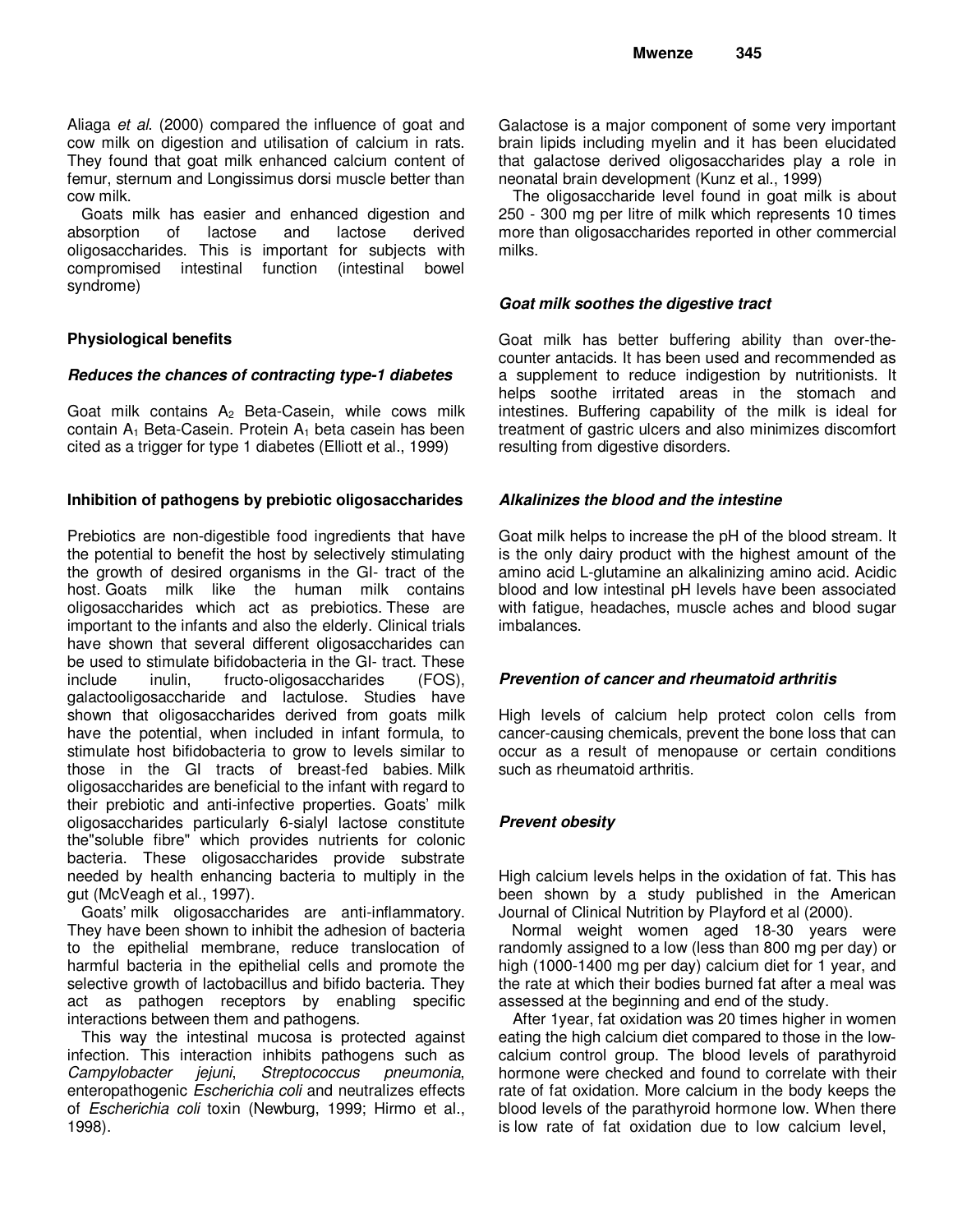Aliaga *et al*. (2000) compared the influence of goat and cow milk on digestion and utilisation of calcium in rats. They found that goat milk enhanced calcium content of femur, sternum and Longissimus dorsi muscle better than cow milk.

Goats milk has easier and enhanced digestion and absorption of lactose and lactose derived oligosaccharides. This is important for subjects with compromised intestinal function (intestinal bowel syndrome)

## Physiological benefits

### *Reduces the chances of contracting type-1 diabetes*

Goat milk contains $A_2$ Beta-Casein, while cows milk contain $A_1$ Beta-Casein. Protein $A_1$ beta casein has been cited as a trigger for type 1 diabetes (Elliott et al., 1999)

### Inhibition of pathogens by prebiotic oligosaccharides

Prebiotics are non-digestible food ingredients that have the potential to benefit the host by selectively stimulating the growth of desired organisms in the GI- tract of the host. Goats milk like the human milk contains oligosaccharides which act as prebiotics. These are important to the infants and also the elderly. Clinical trials have shown that several different oligosaccharides can be used to stimulate bifidobacteria in the GI- tract. These include inulin, fructo-oligosaccharides (FOS), galactooligosaccharide and lactulose. Studies have shown that oligosaccharides derived from goats milk have the potential, when included in infant formula, to stimulate host bifidobacteria to grow to levels similar to those in the GI tracts of breast-fed babies. Milk oligosaccharides are beneficial to the infant with regard to their prebiotic and anti-infective properties. Goats' milk oligosaccharides particularly 6-sialyl lactose constitute the"soluble fibre" which provides nutrients for colonic bacteria. These oligosaccharides provide substrate needed by health enhancing bacteria to multiply in the gut (McVeagh et al., 1997).

Goats' milk oligosaccharides are anti-inflammatory. They have been shown to inhibit the adhesion of bacteria to the epithelial membrane, reduce translocation of harmful bacteria in the epithelial cells and promote the selective growth of lactobacillus and bifido bacteria. They act as pathogen receptors by enabling specific interactions between them and pathogens.

This way the intestinal mucosa is protected against infection. This interaction inhibits pathogens such as *Campylobacter jejuni*, *Streptococcus pneumonia*, enteropathogenic *Escherichia coli* and neutralizes effects of *Escherichia coli* toxin (Newburg, 1999; Hirmo et al., 1998).

Galactose is a major component of some very important brain lipids including myelin and it has been elucidated that galactose derived oligosaccharides play a role in neonatal brain development (Kunz et al., 1999)

The oligosaccharide level found in goat milk is about 250 - 300 mg per litre of milk which represents 10 times more than oligosaccharides reported in other commercial milks.

### *Goat milk soothes the digestive tract*

Goat milk has better buffering ability than over-the-counter antacids. It has been used and recommended as a supplement to reduce indigestion by nutritionists. It helps soothe irritated areas in the stomach and intestines. Buffering capability of the milk is ideal for treatment of gastric ulcers and also minimizes discomfort resulting from digestive disorders.

### *Alkalinizes the blood and the intestine*

Goat milk helps to increase the pH of the blood stream. It is the only dairy product with the highest amount of the amino acid L-glutamine an alkalinizing amino acid. Acidic blood and low intestinal pH levels have been associated with fatigue, headaches, muscle aches and blood sugar imbalances.

### *Prevention of cancer and rheumatoid arthritis*

High levels of calcium help protect colon cells from cancer-causing chemicals, prevent the bone loss that can occur as a result of menopause or certain conditions such as rheumatoid arthritis.

### *Prevent obesity*

High calcium levels helps in the oxidation of fat. This has been shown by a study published in the American Journal of Clinical Nutrition by Playford et al (2000).

Normal weight women aged 18-30 years were randomly assigned to a low (less than 800 mg per day) or high (1000-1400 mg per day) calcium diet for 1 year, and the rate at which their bodies burned fat after a meal was assessed at the beginning and end of the study.

After 1year, fat oxidation was 20 times higher in women eating the high calcium diet compared to those in the low-calcium control group. The blood levels of parathyroid hormone were checked and found to correlate with their rate of fat oxidation. More calcium in the body keeps the blood levels of the parathyroid hormone low. When there is low rate of fat oxidation due to low calcium level,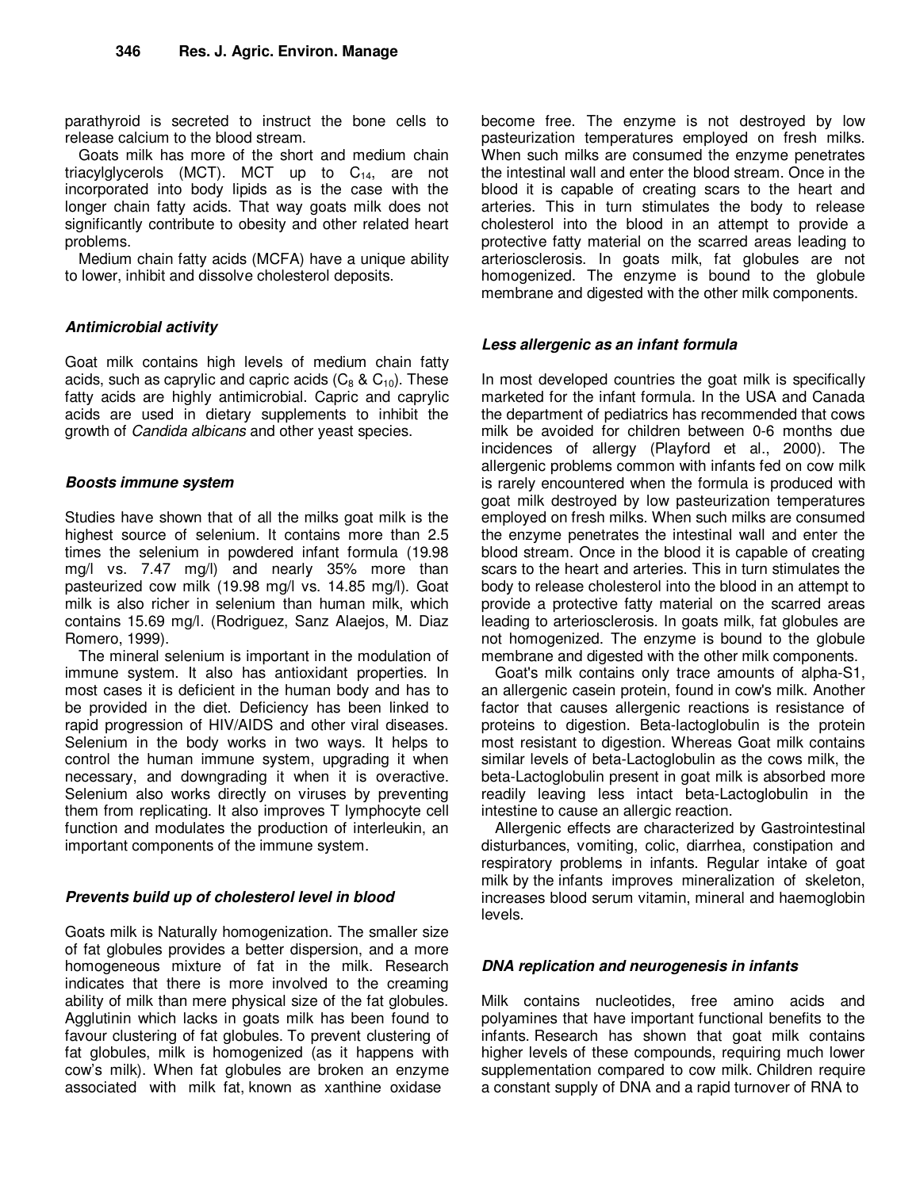parathyroid is secreted to instruct the bone cells to release calcium to the blood stream.

Goats milk has more of the short and medium chain triacylglycerols (MCT). MCT up to $C_{14}$, are not incorporated into body lipids as is the case with the longer chain fatty acids. That way goats milk does not significantly contribute to obesity and other related heart problems.

Medium chain fatty acids (MCFA) have a unique ability to lower, inhibit and dissolve cholesterol deposits.

### *Antimicrobial activity*

Goat milk contains high levels of medium chain fatty acids, such as caprylic and capric acids ($C_8$ & $C_{10}$). These fatty acids are highly antimicrobial. Capric and caprylic acids are used in dietary supplements to inhibit the growth of *Candida albicans* and other yeast species.

### *Boosts immune system*

Studies have shown that of all the milks goat milk is the highest source of selenium. It contains more than 2.5 times the selenium in powdered infant formula (19.98 mg/l vs. 7.47 mg/l) and nearly 35% more than pasteurized cow milk (19.98 mg/l vs. 14.85 mg/l). Goat milk is also richer in selenium than human milk, which contains 15.69 mg/l. (Rodriguez, Sanz Alaejos, M. Diaz Romero, 1999).

The mineral selenium is important in the modulation of immune system. It also has antioxidant properties. In most cases it is deficient in the human body and has to be provided in the diet. Deficiency has been linked to rapid progression of HIV/AIDS and other viral diseases. Selenium in the body works in two ways. It helps to control the human immune system, upgrading it when necessary, and downgrading it when it is overactive. Selenium also works directly on viruses by preventing them from replicating. It also improves T lymphocyte cell function and modulates the production of interleukin, an important components of the immune system.

### *Prevents build up of cholesterol level in blood*

Goats milk is Naturally homogenization. The smaller size of fat globules provides a better dispersion, and a more homogeneous mixture of fat in the milk. Research indicates that there is more involved to the creaming ability of milk than mere physical size of the fat globules. Agglutinin which lacks in goats milk has been found to favour clustering of fat globules. To prevent clustering of fat globules, milk is homogenized (as it happens with cow's milk). When fat globules are broken an enzyme associated with milk fat, known as xanthine oxidase become free. The enzyme is not destroyed by low pasteurization temperatures employed on fresh milks. When such milks are consumed the enzyme penetrates the intestinal wall and enter the blood stream. Once in the blood it is capable of creating scars to the heart and arteries. This in turn stimulates the body to release cholesterol into the blood in an attempt to provide a protective fatty material on the scarred areas leading to arteriosclerosis. In goats milk, fat globules are not homogenized. The enzyme is bound to the globule membrane and digested with the other milk components.

### *Less allergenic as an infant formula*

In most developed countries the goat milk is specifically marketed for the infant formula. In the USA and Canada the department of pediatrics has recommended that cows milk be avoided for children between 0-6 months due incidences of allergy (Playford et al., 2000). The allergenic problems common with infants fed on cow milk is rarely encountered when the formula is produced with goat milk destroyed by low pasteurization temperatures employed on fresh milks. When such milks are consumed the enzyme penetrates the intestinal wall and enter the blood stream. Once in the blood it is capable of creating scars to the heart and arteries. This in turn stimulates the body to release cholesterol into the blood in an attempt to provide a protective fatty material on the scarred areas leading to arteriosclerosis. In goats milk, fat globules are not homogenized. The enzyme is bound to the globule membrane and digested with the other milk components.

Goat's milk contains only trace amounts of alpha-S1, an allergenic casein protein, found in cow's milk. Another factor that causes allergenic reactions is resistance of proteins to digestion. Beta-lactoglobulin is the protein most resistant to digestion. Whereas Goat milk contains similar levels of beta-Lactoglobulin as the cows milk, the beta-Lactoglobulin present in goat milk is absorbed more readily leaving less intact beta-Lactoglobulin in the intestine to cause an allergic reaction.

Allergenic effects are characterized by Gastrointestinal disturbances, vomiting, colic, diarrhea, constipation and respiratory problems in infants. Regular intake of goat milk by the infants improves mineralization of skeleton, increases blood serum vitamin, mineral and haemoglobin levels.

### *DNA replication and neurogenesis in infants*

Milk contains nucleotides, free amino acids and polyamines that have important functional benefits to the infants. Research has shown that goat milk contains higher levels of these compounds, requiring much lower supplementation compared to cow milk. Children require a constant supply of DNA and a rapid turnover of RNA to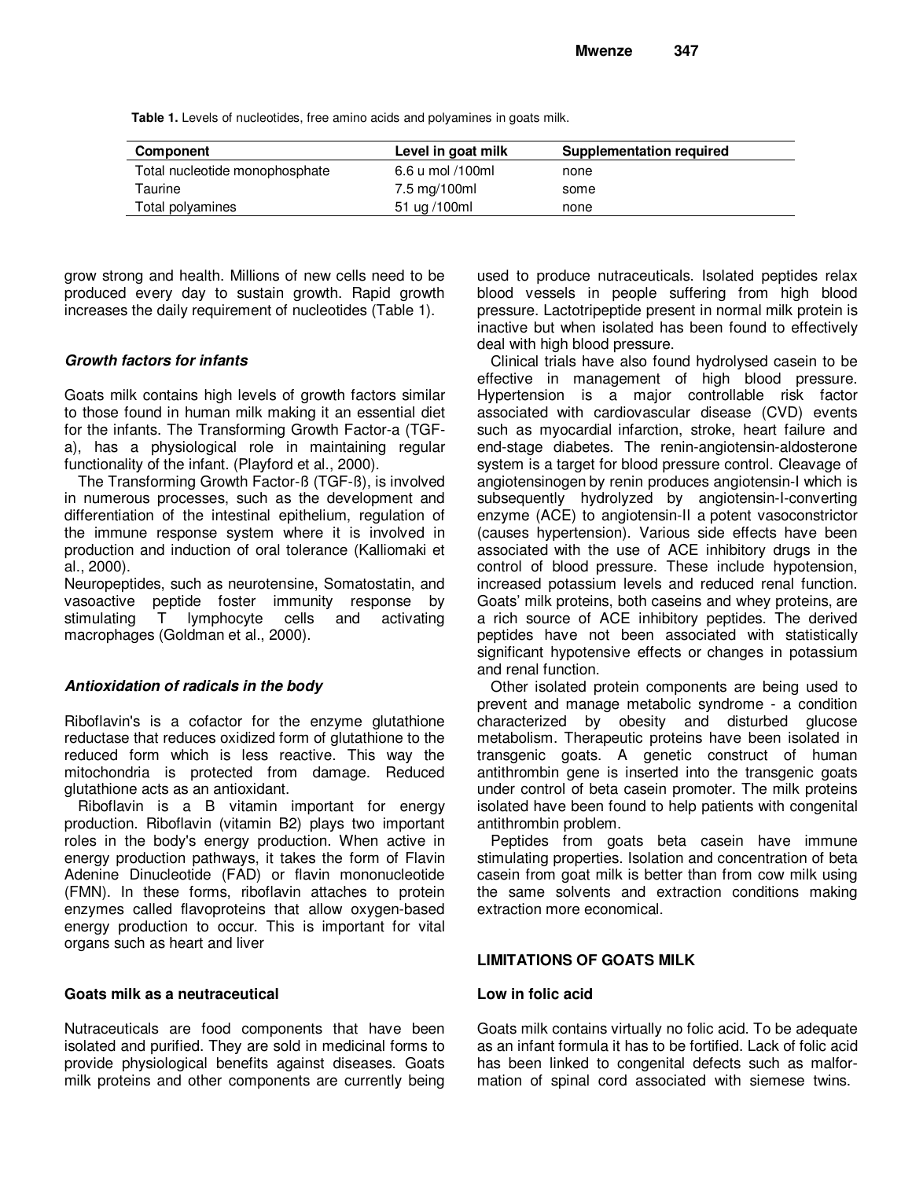**Table 1.** Levels of nucleotides, free amino acids and polyamines in goats milk.

| Component | Level in goat milk | Supplementation required |
|---|---|---|
| Total nucleotide monophosphate | 6.6 u mol /100ml | none |
| Taurine | 7.5 mg/100ml | some |
| Total polyamines | 51 ug /100ml | none |

grow strong and health. Millions of new cells need to be produced every day to sustain growth. Rapid growth increases the daily requirement of nucleotides (Table 1).

### *Growth factors for infants*

Goats milk contains high levels of growth factors similar to those found in human milk making it an essential diet for the infants. The Transforming Growth Factor-a (TGF-a), has a physiological role in maintaining regular functionality of the infant. (Playford et al., 2000).

The Transforming Growth Factor-ß (TGF-ß), is involved in numerous processes, such as the development and differentiation of the intestinal epithelium, regulation of the immune response system where it is involved in production and induction of oral tolerance (Kalliomaki et al., 2000).

Neuropeptides, such as neurotensine, Somatostatin, and vasoactive peptide foster immunity response by stimulating T lymphocyte cells and activating macrophages (Goldman et al., 2000).

### *Antioxidation of radicals in the body*

Riboflavin's is a cofactor for the enzyme glutathione reductase that reduces oxidized form of glutathione to the reduced form which is less reactive. This way the mitochondria is protected from damage. Reduced glutathione acts as an antioxidant.

Riboflavin is a B vitamin important for energy production. Riboflavin (vitamin B2) plays two important roles in the body's energy production. When active in energy production pathways, it takes the form of Flavin Adenine Dinucleotide (FAD) or flavin mononucleotide (FMN). In these forms, riboflavin attaches to protein enzymes called flavoproteins that allow oxygen-based energy production to occur. This is important for vital organs such as heart and liver

### Goats milk as a neutraceutical

Nutraceuticals are food components that have been isolated and purified. They are sold in medicinal forms to provide physiological benefits against diseases. Goats milk proteins and other components are currently being used to produce nutraceuticals. Isolated peptides relax blood vessels in people suffering from high blood pressure. Lactotripeptide present in normal milk protein is inactive but when isolated has been found to effectively deal with high blood pressure.

Clinical trials have also found hydrolysed casein to be effective in management of high blood pressure. Hypertension is a major controllable risk factor associated with cardiovascular disease (CVD) events such as myocardial infarction, stroke, heart failure and end-stage diabetes. The renin-angiotensin-aldosterone system is a target for blood pressure control. Cleavage of angiotensinogen by renin produces angiotensin-I which is subsequently hydrolyzed by angiotensin-I-converting enzyme (ACE) to angiotensin-II a potent vasoconstrictor (causes hypertension). Various side effects have been associated with the use of ACE inhibitory drugs in the control of blood pressure. These include hypotension, increased potassium levels and reduced renal function. Goats' milk proteins, both caseins and whey proteins, are a rich source of ACE inhibitory peptides. The derived peptides have not been associated with statistically significant hypotensive effects or changes in potassium and renal function.

Other isolated protein components are being used to prevent and manage metabolic syndrome - a condition characterized by obesity and disturbed glucose metabolism. Therapeutic proteins have been isolated in transgenic goats. A genetic construct of human antithrombin gene is inserted into the transgenic goats under control of beta casein promoter. The milk proteins isolated have been found to help patients with congenital antithrombin problem.

Peptides from goats beta casein have immune stimulating properties. Isolation and concentration of beta casein from goat milk is better than from cow milk using the same solvents and extraction conditions making extraction more economical.

## LIMITATIONS OF GOATS MILK

### Low in folic acid

Goats milk contains virtually no folic acid. To be adequate as an infant formula it has to be fortified. Lack of folic acid has been linked to congenital defects such as malformation of spinal cord associated with siemese twins.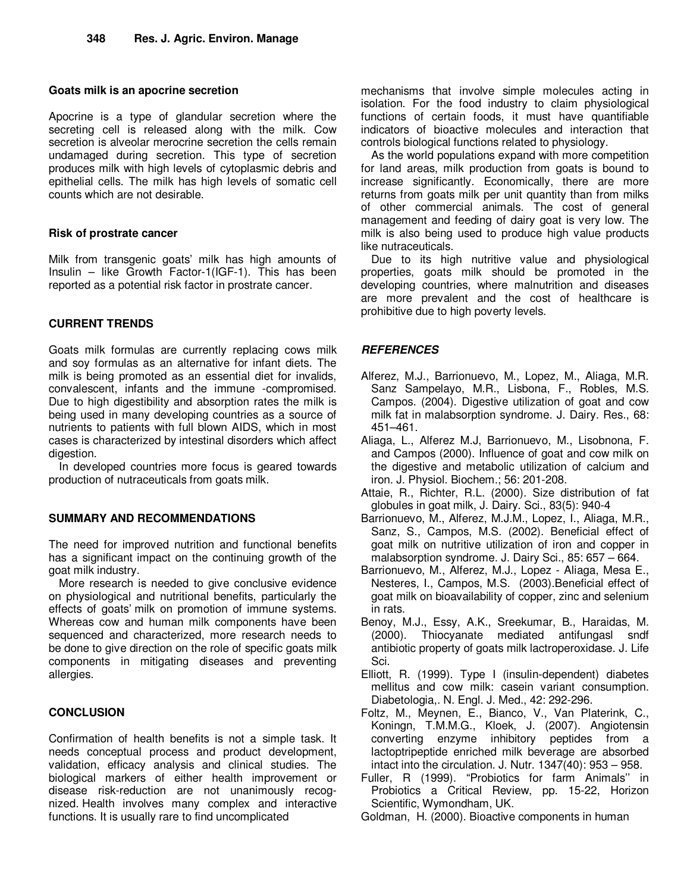### Goats milk is an apocrine secretion

Apocrine is a type of glandular secretion where the secreting cell is released along with the milk. Cow secretion is alveolar merocrine secretion the cells remain undamaged during secretion. This type of secretion produces milk with high levels of cytoplasmic debris and epithelial cells. The milk has high levels of somatic cell counts which are not desirable.

### Risk of prostrate cancer

Milk from transgenic goats' milk has high amounts of Insulin – like Growth Factor-1(IGF-1). This has been reported as a potential risk factor in prostrate cancer.

## CURRENT TRENDS

Goats milk formulas are currently replacing cows milk and soy formulas as an alternative for infant diets. The milk is being promoted as an essential diet for invalids, convalescent, infants and the immune -compromised. Due to high digestibility and absorption rates the milk is being used in many developing countries as a source of nutrients to patients with full blown AIDS, which in most cases is characterized by intestinal disorders which affect digestion.

In developed countries more focus is geared towards production of nutraceuticals from goats milk.

## SUMMARY AND RECOMMENDATIONS

The need for improved nutrition and functional benefits has a significant impact on the continuing growth of the goat milk industry.

More research is needed to give conclusive evidence on physiological and nutritional benefits, particularly the effects of goats' milk on promotion of immune systems. Whereas cow and human milk components have been sequenced and characterized, more research needs to be done to give direction on the role of specific goats milk components in mitigating diseases and preventing allergies.

## CONCLUSION

Confirmation of health benefits is not a simple task. It needs conceptual process and product development, validation, efficacy analysis and clinical studies. The biological markers of either health improvement or disease risk-reduction are not unanimously recognized. Health involves many complex and interactive functions. It is usually rare to find uncomplicated mechanisms that involve simple molecules acting in isolation. For the food industry to claim physiological functions of certain foods, it must have quantifiable indicators of bioactive molecules and interaction that controls biological functions related to physiology.

As the world populations expand with more competition for land areas, milk production from goats is bound to increase significantly. Economically, there are more returns from goats milk per unit quantity than from milks of other commercial animals. The cost of general management and feeding of dairy goat is very low. The milk is also being used to produce high value products like nutraceuticals.

Due to its high nutritive value and physiological properties, goats milk should be promoted in the developing countries, where malnutrition and diseases are more prevalent and the cost of healthcare is prohibitive due to high poverty levels.

## *REFERENCES*

Alferez, M.J., Barrionuevo, M., Lopez, M., Aliaga, M.R. Sanz Sampelayo, M.R., Lisbona, F., Robles, M.S. Campos. (2004). Digestive utilization of goat and cow milk fat in malabsorption syndrome. J. Dairy. Res., 68: 451–461.

Aliaga, L., Alferez M.J, Barrionuevo, M., Lisobnona, F. and Campos (2000). Influence of goat and cow milk on the digestive and metabolic utilization of calcium and iron. J. Physiol. Biochem.; 56: 201-208.

Attaie, R., Richter, R.L. (2000). Size distribution of fat globules in goat milk, J. Dairy. Sci., 83(5): 940-4

Barrionuevo, M., Alferez, M.J.M., Lopez, I., Aliaga, M.R., Sanz, S., Campos, M.S. (2002). Beneficial effect of goat milk on nutritive utilization of iron and copper in malabsorption syndrome. J. Dairy Sci., 85: 657 – 664.

Barrionuevo, M., Alferez, M.J., Lopez - Aliaga, Mesa E., Nesteres, I., Campos, M.S. (2003).Beneficial effect of goat milk on bioavailability of copper, zinc and selenium in rats.

Benoy, M.J., Essy, A.K., Sreekumar, B., Haraidas, M. (2000). Thiocyanate mediated antifungasl sndf antibiotic property of goats milk lactroperoxidase. J. Life Sci.

Elliott, R. (1999). Type I (insulin-dependent) diabetes mellitus and cow milk: casein variant consumption. Diabetologia,. N. Engl. J. Med., 42: 292-296.

Foltz, M., Meynen, E., Bianco, V., Van Platerink, C., Koningn, T.M.M.G., Kloek, J. (2007). Angiotensin converting enzyme inhibitory peptides from a lactoptripeptide enriched milk beverage are absorbed intact into the circulation. J. Nutr. 1347(40): 953 – 958.

Fuller, R (1999). "Probiotics for farm Animals'' in Probiotics a Critical Review, pp. 15-22, Horizon Scientific, Wymondham, UK.

Goldman, H. (2000). Bioactive components in human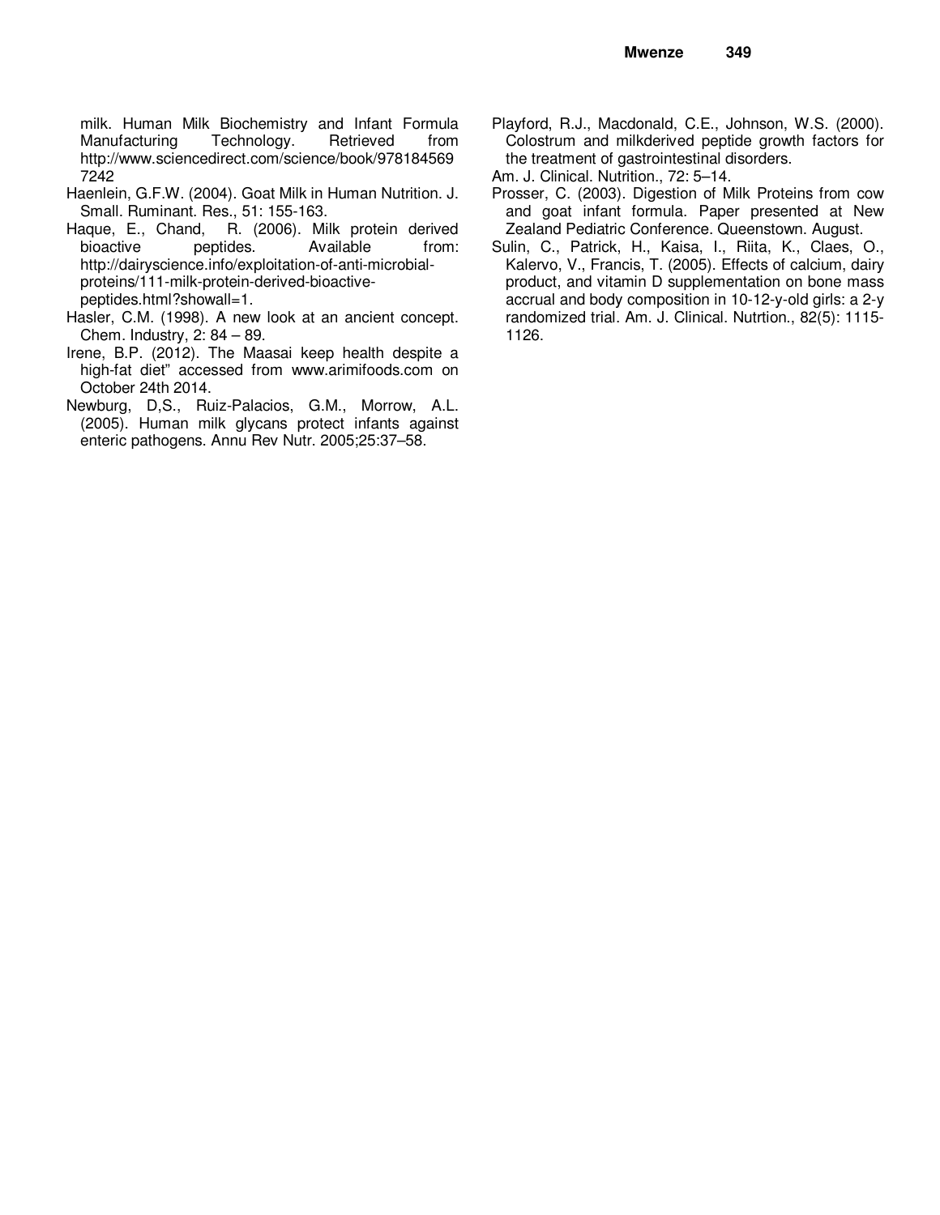milk. Human Milk Biochemistry and Infant Formula Manufacturing Technology. Retrieved from http://www.sciencedirect.com/science/book/9781845697242

Haenlein, G.F.W. (2004). Goat Milk in Human Nutrition. J. Small. Ruminant. Res., 51: 155-163.

Haque, E., Chand, R. (2006). Milk protein derived bioactive peptides. Available from: http://dairyscience.info/exploitation-of-anti-microbial-proteins/111-milk-protein-derived-bioactive-peptides.html?showall=1.

Hasler, C.M. (1998). A new look at an ancient concept. Chem. Industry, 2: 84 – 89.

Irene, B.P. (2012). The Maasai keep health despite a high-fat diet" accessed from www.arimifoods.com on October 24th 2014.

Newburg, D,S., Ruiz-Palacios, G.M., Morrow, A.L. (2005). Human milk glycans protect infants against enteric pathogens. Annu Rev Nutr. 2005;25:37–58.

Playford, R.J., Macdonald, C.E., Johnson, W.S. (2000). Colostrum and milkderived peptide growth factors for the treatment of gastrointestinal disorders.

Am. J. Clinical. Nutrition., 72: 5–14.

Prosser, C. (2003). Digestion of Milk Proteins from cow and goat infant formula. Paper presented at New Zealand Pediatric Conference. Queenstown. August.

Sulin, C., Patrick, H., Kaisa, I., Riita, K., Claes, O., Kalervo, V., Francis, T. (2005). Effects of calcium, dairy product, and vitamin D supplementation on bone mass accrual and body composition in 10-12-y-old girls: a 2-y randomized trial. Am. J. Clinical. Nutrtion., 82(5): 1115-1126.